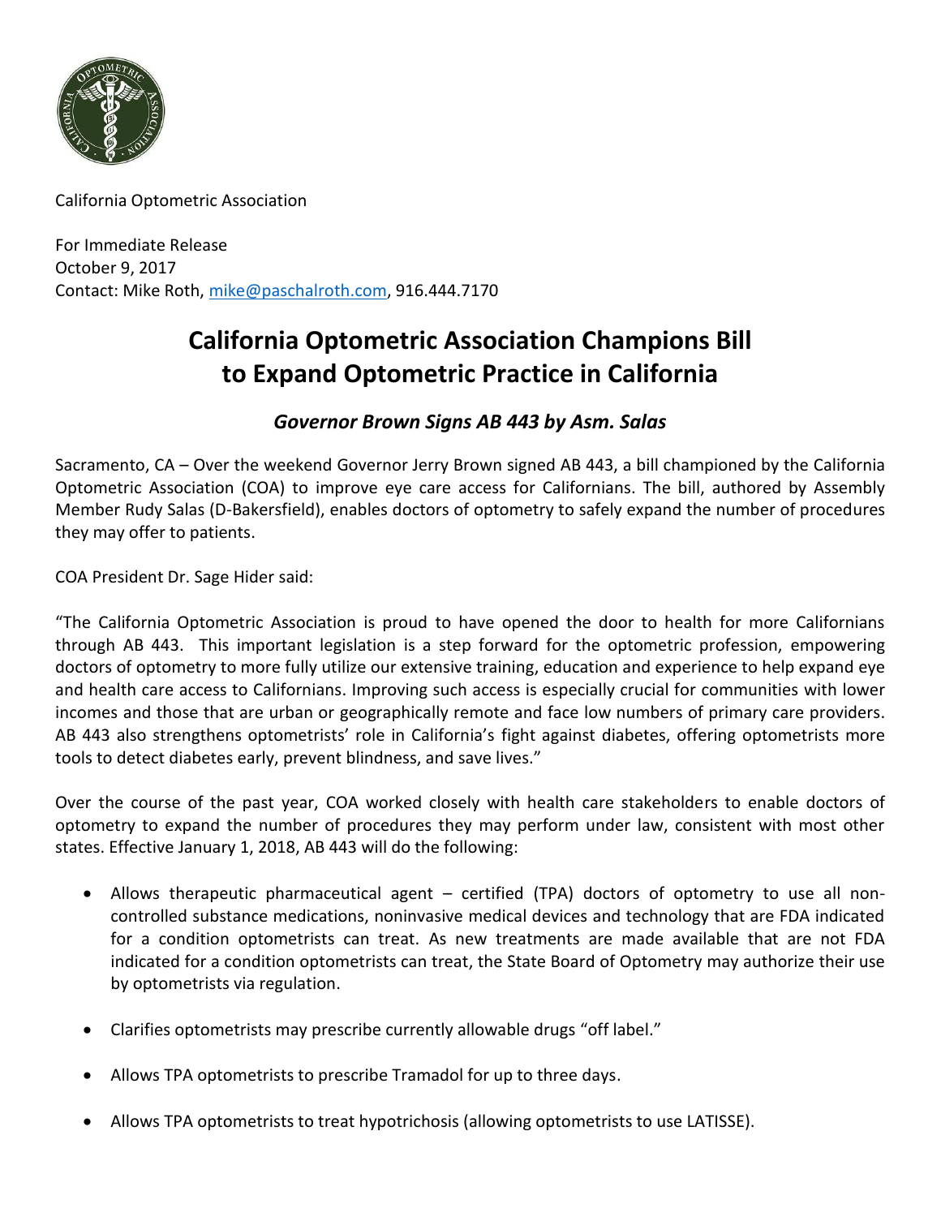California Optometric Association

For Immediate Release
October 9, 2017
Contact: Mike Roth, [mike@paschalroth.com](mailto:mike@paschalroth.com), 916.444.7170

# California Optometric Association Champions Bill to Expand Optometric Practice in California

### *Governor Brown Signs AB 443 by Asm. Salas*

Sacramento, CA – Over the weekend Governor Jerry Brown signed AB 443, a bill championed by the California Optometric Association (COA) to improve eye care access for Californians. The bill, authored by Assembly Member Rudy Salas (D-Bakersfield), enables doctors of optometry to safely expand the number of procedures they may offer to patients.

COA President Dr. Sage Hider said:

"The California Optometric Association is proud to have opened the door to health for more Californians through AB 443. This important legislation is a step forward for the optometric profession, empowering doctors of optometry to more fully utilize our extensive training, education and experience to help expand eye and health care access to Californians. Improving such access is especially crucial for communities with lower incomes and those that are urban or geographically remote and face low numbers of primary care providers. AB 443 also strengthens optometrists' role in California's fight against diabetes, offering optometrists more tools to detect diabetes early, prevent blindness, and save lives."

Over the course of the past year, COA worked closely with health care stakeholders to enable doctors of optometry to expand the number of procedures they may perform under law, consistent with most other states. Effective January 1, 2018, AB 443 will do the following:

- Allows therapeutic pharmaceutical agent – certified (TPA) doctors of optometry to use all non-controlled substance medications, noninvasive medical devices and technology that are FDA indicated for a condition optometrists can treat. As new treatments are made available that are not FDA indicated for a condition optometrists can treat, the State Board of Optometry may authorize their use by optometrists via regulation.

- Clarifies optometrists may prescribe currently allowable drugs "off label."

- Allows TPA optometrists to prescribe Tramadol for up to three days.

- Allows TPA optometrists to treat hypotrichosis (allowing optometrists to use LATISSE).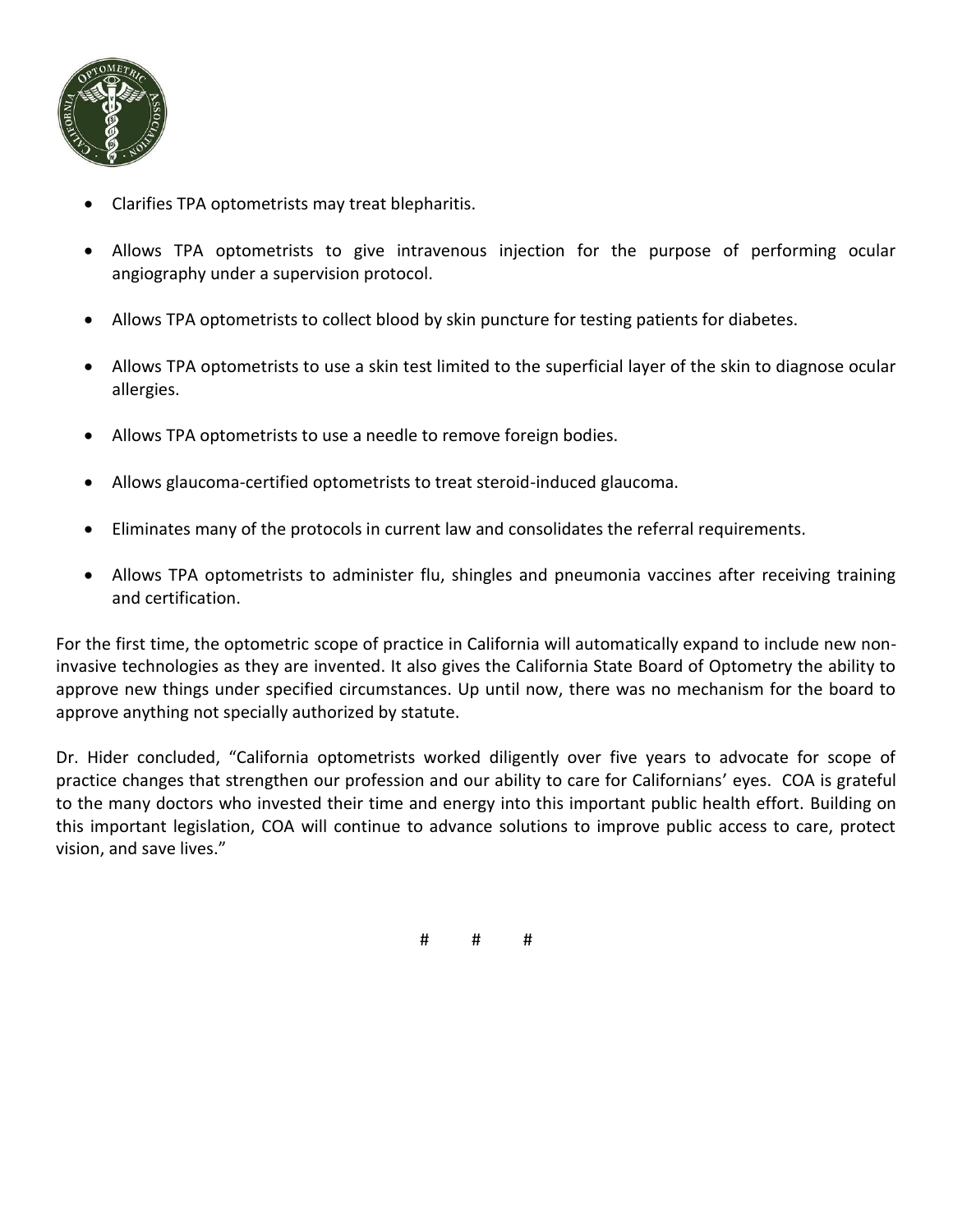- Clarifies TPA optometrists may treat blepharitis.
- Allows TPA optometrists to give intravenous injection for the purpose of performing ocular angiography under a supervision protocol.
- Allows TPA optometrists to collect blood by skin puncture for testing patients for diabetes.
- Allows TPA optometrists to use a skin test limited to the superficial layer of the skin to diagnose ocular allergies.
- Allows TPA optometrists to use a needle to remove foreign bodies.
- Allows glaucoma-certified optometrists to treat steroid-induced glaucoma.
- Eliminates many of the protocols in current law and consolidates the referral requirements.
- Allows TPA optometrists to administer flu, shingles and pneumonia vaccines after receiving training and certification.

For the first time, the optometric scope of practice in California will automatically expand to include new non-invasive technologies as they are invented. It also gives the California State Board of Optometry the ability to approve new things under specified circumstances. Up until now, there was no mechanism for the board to approve anything not specially authorized by statute.

Dr. Hider concluded, "California optometrists worked diligently over five years to advocate for scope of practice changes that strengthen our profession and our ability to care for Californians' eyes. COA is grateful to the many doctors who invested their time and energy into this important public health effort. Building on this important legislation, COA will continue to advance solutions to improve public access to care, protect vision, and save lives."

# # #